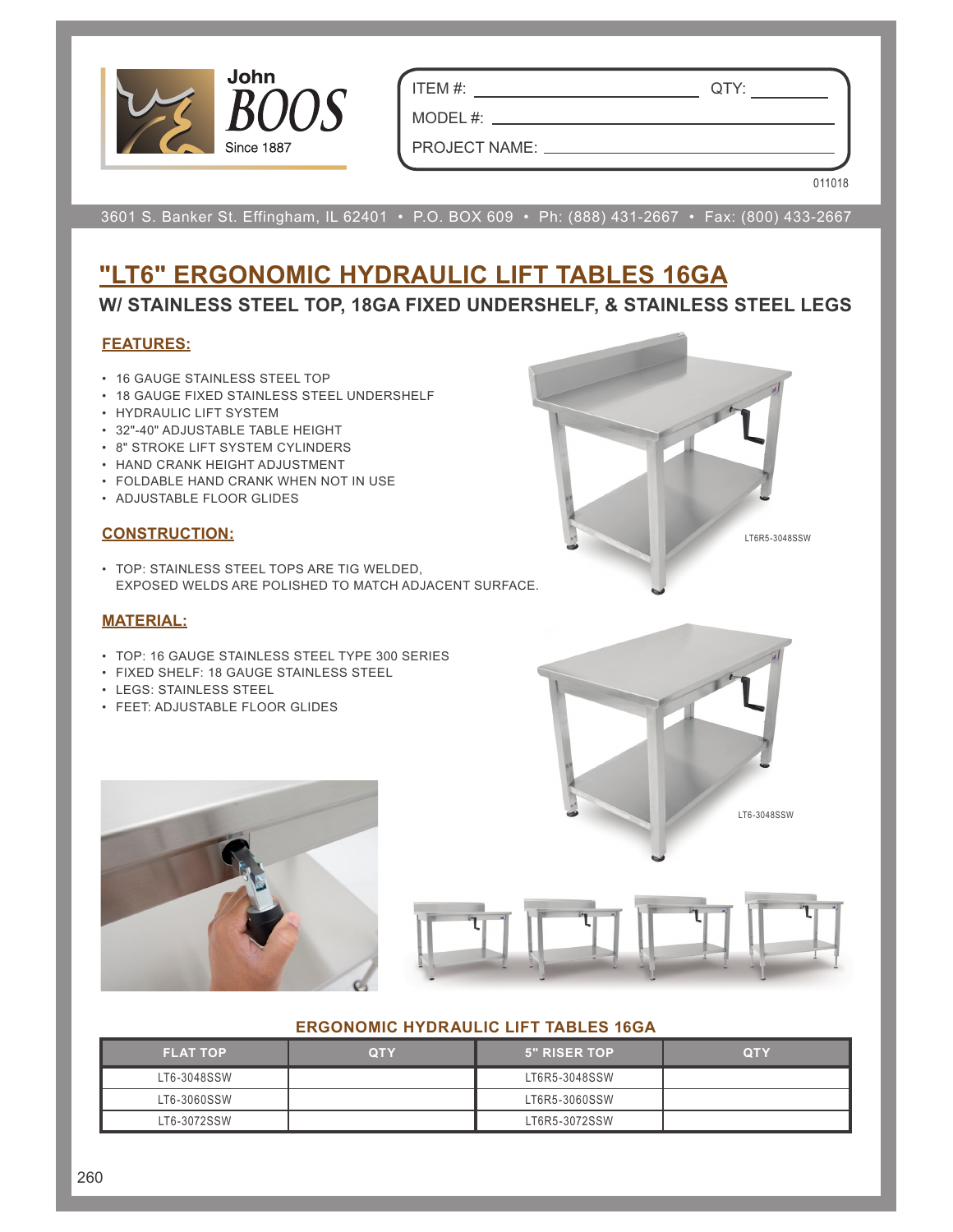John BOOS Since 1887

ITEM #: ______________________ QTY: __________

MODEL #: ______________________

PROJECT NAME: ______________________

011018

3601 S. Banker St. Effingham, IL 62401 • P.O. BOX 609 • Ph: (888) 431-2667 • Fax: (800) 433-2667

# "LT6" ERGONOMIC HYDRAULIC LIFT TABLES 16GA

## W/ STAINLESS STEEL TOP, 18GA FIXED UNDERSHELF, & STAINLESS STEEL LEGS

### FEATURES:

- 16 GAUGE STAINLESS STEEL TOP
- 18 GAUGE FIXED STAINLESS STEEL UNDERSHELF
- HYDRAULIC LIFT SYSTEM
- 32"-40" ADJUSTABLE TABLE HEIGHT
- 8" STROKE LIFT SYSTEM CYLINDERS
- HAND CRANK HEIGHT ADJUSTMENT
- FOLDABLE HAND CRANK WHEN NOT IN USE
- ADJUSTABLE FLOOR GLIDES

### CONSTRUCTION:

- TOP: STAINLESS STEEL TOPS ARE TIG WELDED, EXPOSED WELDS ARE POLISHED TO MATCH ADJACENT SURFACE.

### MATERIAL:

- TOP: 16 GAUGE STAINLESS STEEL TYPE 300 SERIES
- FIXED SHELF: 18 GAUGE STAINLESS STEEL
- LEGS: STAINLESS STEEL
- FEET: ADJUSTABLE FLOOR GLIDES

LT6R5-3048SSW

LT6-3048SSW

### ERGONOMIC HYDRAULIC LIFT TABLES 16GA

| FLAT TOP | QTY | 5" RISER TOP | QTY |
|---|---|---|---|
| LT6-3048SSW | | LT6R5-3048SSW | |
| LT6-3060SSW | | LT6R5-3060SSW | |
| LT6-3072SSW | | LT6R5-3072SSW | |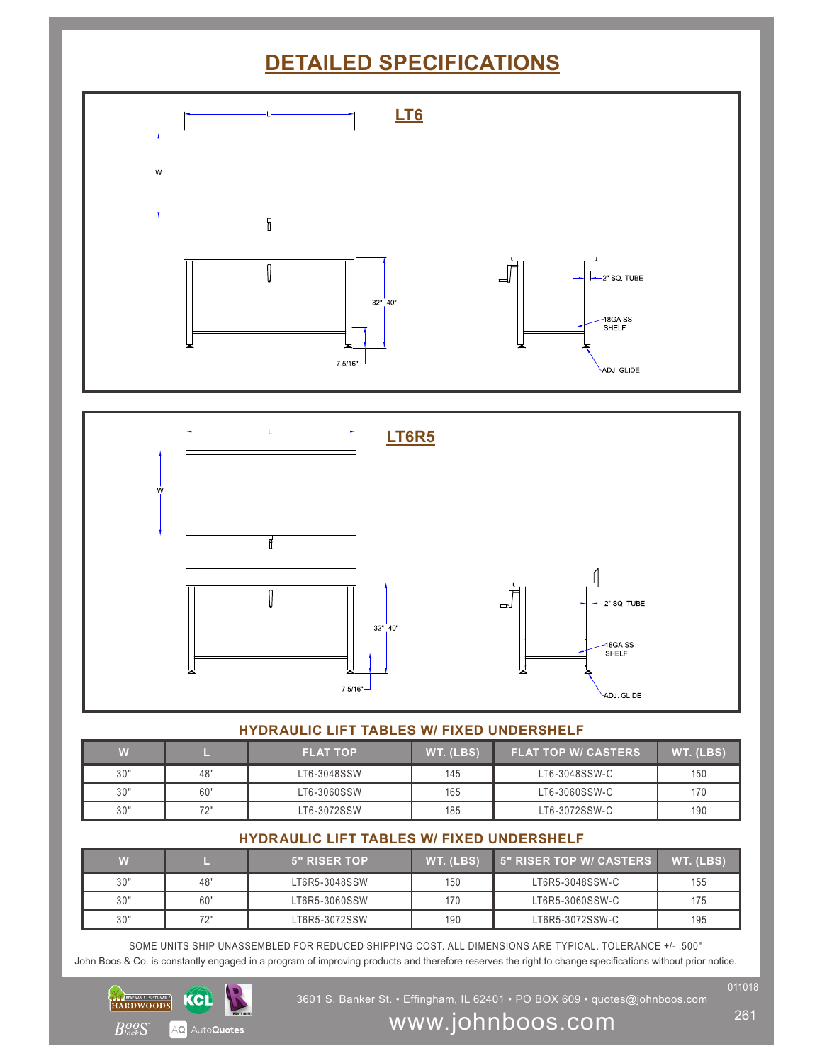# DETAILED SPECIFICATIONS

## LT6

L

W

32"- 40"

7 5/16"

2" SQ. TUBE

18GA SS SHELF

ADJ. GLIDE

## LT6R5

L

W

32"- 40"

7 5/16"

2" SQ. TUBE

18GA SS SHELF

ADJ. GLIDE

### HYDRAULIC LIFT TABLES W/ FIXED UNDERSHELF

| W | L | FLAT TOP | WT. (LBS) | FLAT TOP W/ CASTERS | WT. (LBS) |
|---|---|---|---|---|---|
| 30" | 48" | LT6-3048SSW | 145 | LT6-3048SSW-C | 150 |
| 30" | 60" | LT6-3060SSW | 165 | LT6-3060SSW-C | 170 |
| 30" | 72" | LT6-3072SSW | 185 | LT6-3072SSW-C | 190 |

### HYDRAULIC LIFT TABLES W/ FIXED UNDERSHELF

| W | L | 5" RISER TOP | WT. (LBS) | 5" RISER TOP W/ CASTERS | WT. (LBS) |
|---|---|---|---|---|---|
| 30" | 48" | LT6R5-3048SSW | 150 | LT6R5-3048SSW-C | 155 |
| 30" | 60" | LT6R5-3060SSW | 170 | LT6R5-3060SSW-C | 175 |
| 30" | 72" | LT6R5-3072SSW | 190 | LT6R5-3072SSW-C | 195 |

SOME UNITS SHIP UNASSEMBLED FOR REDUCED SHIPPING COST. ALL DIMENSIONS ARE TYPICAL. TOLERANCE +/- .500"

John Boos & Co. is constantly engaged in a program of improving products and therefore reserves the right to change specifications without prior notice.

3601 S. Banker St. • Effingham, IL 62401 • PO BOX 609 • quotes@johnboos.com

www.johnboos.com

011018